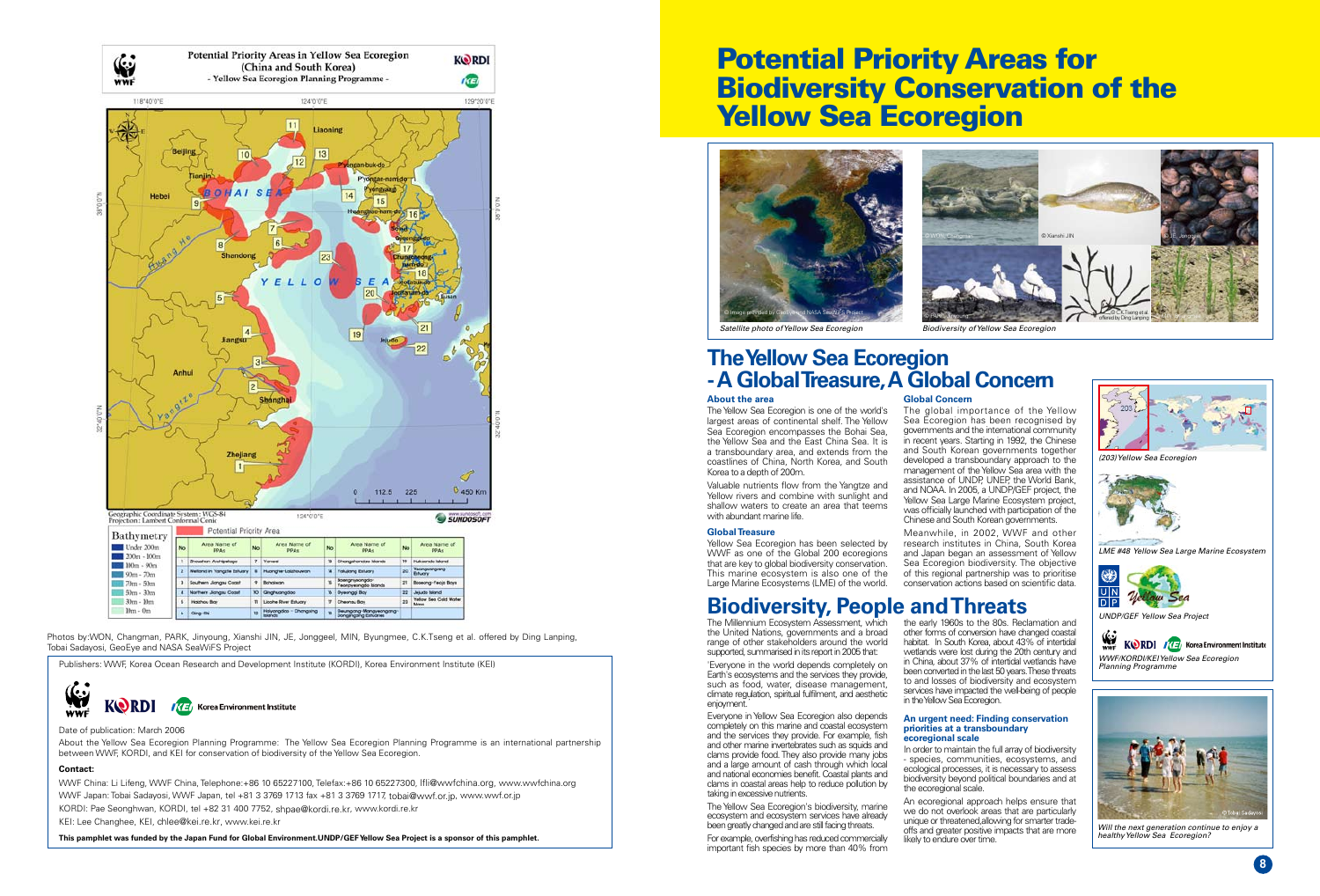# Potential Priority Areas for Biodiversity Conservation of the Yellow Sea Ecoregion

Potential Priority Areas in Yellow Sea Ecoregion (China and South Korea)
- Yellow Sea Ecoregion Planning Programme -

Geographic Coordinate System: WGS-84
Projection: Lambert Conformal Conic

Bathymetry: Under 200m; 200m - 100m; 100m - 90m; 90m - 70m; 70m - 50m; 50m - 30m; 30m - 10m; 10m - 0m

Potential Priority Area

| No | Area Name of PPAs | No | Area Name of PPAs | No | Area Name of PPAs | No | Area Name of PPAs |
|---|---|---|---|---|---|---|---|
| 1 | Zhoushan Archipelago | 7 | Yantai | 13 | Changshandao Islands | 19 | Heuksando Island |
| 2 | Wetland in Yangtze Estuary | 8 | Huanghe-Laizhouwan | 14 | Taedong Estuary | 20 | Yeongsangang Estuary |
| 3 | Southern Jiangsu Coast | 9 | Bohaiwan | 15 | Baengnyeongdo-Yeonpyeongdo Islands | 21 | Boseong-Yeoja Bays |
| 4 | Northern Jiangsu Coast | 10 | Qinghuangdao | 16 | Gyeonggi Bay | 22 | Jejudo Island |
| 5 | Haizhou Bay | 11 | Liaohe River Estuary | 17 | Cheonsu Bay | 23 | Yellow Sea Cold Water Mass |
| 6 | Qing-Ra | 12 | Haiyangdao - Changxing Islands | 18 | Geumgang-Mangyeonggang-Dongjingang Estuaries | | |

Photos by: WON, Changman, PARK, Jinyoung, Xianshi JIN, JE, Jonggeel, MIN, Byungmee, C.K.Tseng et al. offered by Ding Lanping, Tobai Sadayosi, GeoEye and NASA SeaWiFS Project

Publishers: WWF, Korea Ocean Research and Development Institute (KORDI), Korea Environment Institute (KEI)

Date of publication: March 2006

About the Yellow Sea Ecoregion Planning Programme: The Yellow Sea Ecoregion Planning Programme is an international partnership between WWF, KORDI, and KEI for conservation of biodiversity of the Yellow Sea Ecoregion.

**Contact:**

WWF China: Li Lifeng, WWF China, Telephone:+86 10 65227100, Telefax:+86 10 65227300, lfli@wwfchina.org, www.wwfchina.org

WWF Japan: Tobai Sadayosi, WWF Japan, tel +81 3 3769 1713 fax +81 3 3769 1717, tobai@wwf.or.jp, www.wwf.or.jp

KORDI: Pae Seonghwan, KORDI, tel +82 31 400 7752, shpae@kordi.re.kr, www.kordi.re.kr

KEI: Lee Changhee, KEI, chlee@kei.re.kr, www.kei.re.kr

**This pamphlet was funded by the Japan Fund for Global Environment.UNDP/GEF Yellow Sea Project is a sponsor of this pamphlet.**

*Satellite photo of Yellow Sea Ecoregion*

*Biodiversity of Yellow Sea Ecoregion*

## The Yellow Sea Ecoregion - A Global Treasure, A Global Concern

### About the area

The Yellow Sea Ecoregion is one of the world's largest areas of continental shelf. The Yellow Sea Ecoregion encompasses the Bohai Sea, the Yellow Sea and the East China Sea. It is a transboundary area, and extends from the coastlines of China, North Korea, and South Korea to a depth of 200m.

Valuable nutrients flow from the Yangtze and Yellow rivers and combine with sunlight and shallow waters to create an area that teems with abundant marine life.

### Global Treasure

Yellow Sea Ecoregion has been selected by WWF as one of the Global 200 ecoregions that are key to global biodiversity conservation. This marine ecosystem is also one of the Large Marine Ecosystems (LME) of the world.

### Global Concern

The global importance of the Yellow Sea Ecoregion has been recognised by governments and the international community in recent years. Starting in 1992, the Chinese and South Korean governments together developed a transboundary approach to the management of the Yellow Sea area with the assistance of UNDP, UNEP, the World Bank, and NOAA. In 2005, a UNDP/GEF project, the Yellow Sea Large Marine Ecosystem project, was officially launched with participation of the Chinese and South Korean governments.

Meanwhile, in 2002, WWF and other research institutes in China, South Korea and Japan began an assessment of Yellow Sea Ecoregion biodiversity. The objective of this regional partnership was to prioritise conservation actions based on scientific data.

*(203) Yellow Sea Ecoregion*

*LME #48 Yellow Sea Large Marine Ecosystem*

*UNDP/GEF Yellow Sea Project*

*WWF/KORDI/KEI Yellow Sea Ecoregion Planning Programme*

## Biodiversity, People and Threats

The Millennium Ecosystem Assessment, which the United Nations, governments and a broad range of other stakeholders around the world supported, summarised in its report in 2005 that:

'Everyone in the world depends completely on Earth's ecosystems and the services they provide, such as food, water, disease management, climate regulation, spiritual fulfilment, and aesthetic enjoyment.'

Everyone in Yellow Sea Ecoregion also depends completely on this marine and coastal ecosystem and the services they provide. For example, fish and other marine invertebrates such as squids and clams provide food. They also provide many jobs and a large amount of cash through which local and national economies benefit. Coastal plants and clams in coastal areas help to reduce pollution by taking in excessive nutrients.

The Yellow Sea Ecoregion's biodiversity, marine ecosystem and the services they provide have already been greatly changed and are still facing threats.

For example, overfishing has reduced commercially important fish species by more than 40% from the early 1960s to the 80s. Reclamation and other forms of conversion have changed coastal habitat. In South Korea, about 43% of intertidal wetlands were lost during the 20th century and in China, about 37% of intertidal wetlands have been converted in the last 50 years. These threats to and losses of biodiversity and ecosystem services have impacted the well-being of people in the Yellow Sea Ecoregion.

### An urgent need: Finding conservation priorities at a transboundary ecoregional scale

In order to maintain the full array of biodiversity - species, communities, ecosystems, and ecological processes, it is necessary to assess biodiversity beyond political boundaries and at the ecoregional scale.

An ecoregional approach helps ensure that we do not overlook areas that are particularly unique or threatened,allowing for smarter trade-offs and greater positive impacts that are more likely to endure over time.

*Will the next generation continue to enjoy a healthy Yellow Sea Ecoregion?*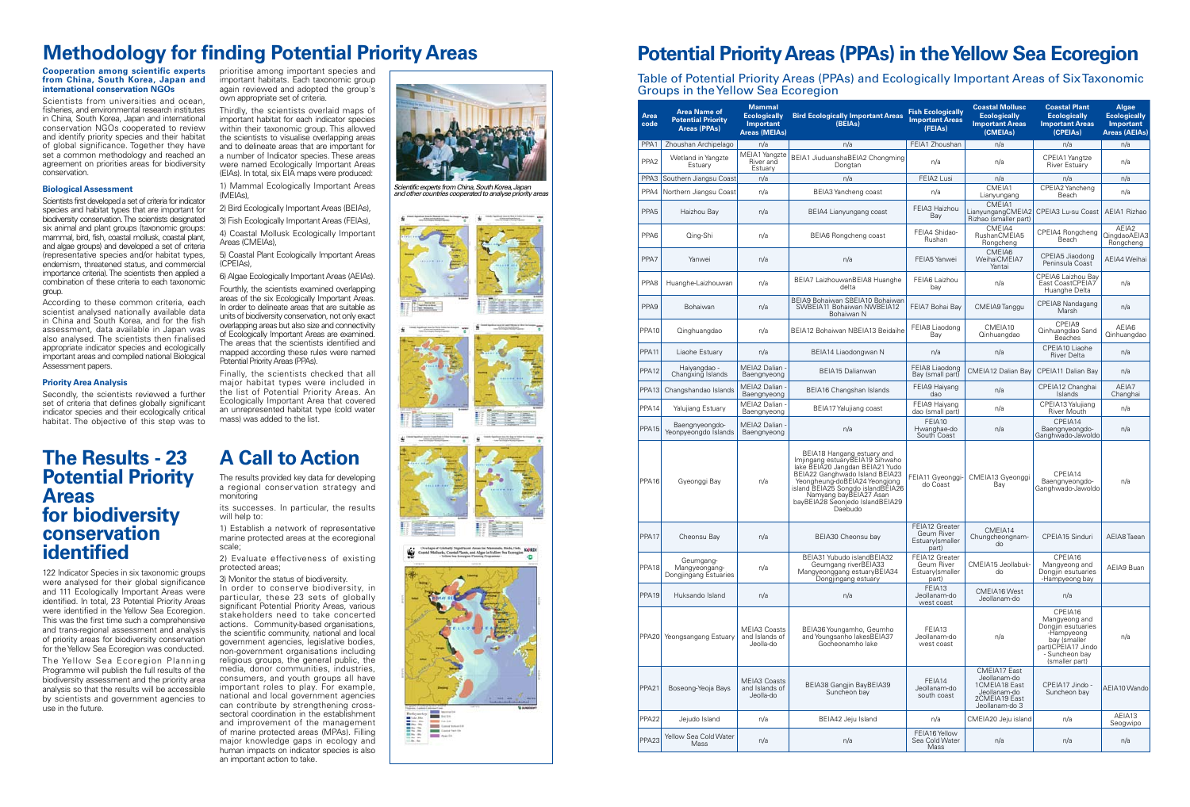# Methodology for finding Potential Priority Areas

**Cooperation among scientific experts from China, South Korea, Japan and international conservation NGOs**

Scientists from universities and ocean, fisheries, and environmental research institutes in China, South Korea, Japan and international conservation NGOs cooperated to review and identify priority species and their habitat of global significance. Together they have set a common methodology and reached an agreement on priorities areas for biodiversity conservation.

**Biological Assessment**

Scientists first developed a set of criteria for indicator species and habitat types that are important for biodiversity conservation. The scientists designated six animal and plant groups (taxonomic groups: mammal, bird, fish, coastal mollusk, coastal plant, and algae groups) and developed a set of criteria (representative species and/or habitat types, endemism, threatened status, and commercial importance criteria). The scientists then applied a combination of these criteria to each taxonomic group.

According to these common criteria, each scientist analysed nationally available data in China and South Korea, and for the fish assessment, data available in Japan was also analysed. The scientists then finalised appropriate indicator species and ecologically important areas and compiled national Biological Assessment papers.

**Priority Area Analysis**

Secondly, the scientists reviewed a further set of criteria that defines globally significant indicator species and their ecologically critical habitat. The objective of this step was to prioritise among important species and important habitats. Each taxonomic group again reviewed and adopted the group's own appropriate set of criteria.

Thirdly, the scientists overlaid maps of important habitat for each indicator species within their taxonomic group. This allowed the scientists to visualise overlapping areas and to delineate areas that are important for a number of Indicator species. These areas were named Ecologically Important Areas (EIAs). In total, six EIA maps were produced:

1) Mammal Ecologically Important Areas (MEIAs),

2) Bird Ecologically Important Areas (BEIAs),

3) Fish Ecologically Important Areas (FEIAs),

4) Coastal Mollusk Ecologically Important Areas (CMEIAs),

5) Coastal Plant Ecologically Important Areas (CPEIAs),

6) Algae Ecologically Important Areas (AEIAs).

Fourthly, the scientists examined overlapping areas of the six Ecologically Important Areas. In order to delineate areas that are suitable as units of biodiversity conservation, not only exact overlapping areas but also size and connectivity of Ecologically Important Areas are examined. The areas that the scientists identified and mapped according these rules were named Potential Priority Areas (PPAs).

Finally, the scientists checked that all major habitat types were included in the list of Potential Priority Areas. An Ecologically Important Area that covered an unrepresented habitat type (cold water mass) was added to the list.

*Scientific experts from China, South Korea, Japan and other countries cooperated to analyse priority areas*

# The Results - 23 Potential Priority Areas for biodiversity conservation identified

122 Indicator Species in six taxonomic groups were analysed for their global significance and 111 Ecologically Important Areas were identified. In total, 23 Potential Priority Areas were identified in the Yellow Sea Ecoregion. This was the first time such a comprehensive and trans-regional assessment and analysis of priority areas for biodiversity conservation for the Yellow Sea Ecoregion was conducted.

The Yellow Sea Ecoregion Planning Programme will publish the full results of the biodiversity assessment and the priority area analysis so that the results will be accessible by scientists and government agencies to use in the future.

# A Call to Action

The results provided key data for developing a regional conservation strategy and monitoring

its successes. In particular, the results will help to:

1) Establish a network of representative marine protected areas at the ecoregional scale;

2) Evaluate effectiveness of existing protected areas;

3) Monitor the status of biodiversity.

In order to conserve biodiversity, in particular, these 23 sets of globally significant Potential Priority Areas, various stakeholders need to take concerted actions. Community-based organisations, the scientific community, national and local government agencies, legislative bodies, non-government organisations including religious groups, the general public, the media, donor communities, industries, consumers, and youth groups all have important roles to play. For example, national and local government agencies can contribute by strengthening cross-sectoral coordination in the establishment and improvement of the management of marine protected areas (MPAs). Filling major knowledge gaps in ecology and human impacts on indicator species is also an important action to take.

# Potential Priority Areas (PPAs) in the Yellow Sea Ecoregion

## Table of Potential Priority Areas (PPAs) and Ecologically Important Areas of Six Taxonomic Groups in the Yellow Sea Ecoregion

| Area code | Area Name of Potential Priority Areas (PPAs) | Mammal Ecologically Important Areas (MEIAs) | Bird Ecologically Important Areas (BEIAs) | Fish Ecologically Important Areas (FEIAs) | Coastal Mollusc Ecologically Important Areas (CMEIAs) | Coastal Plant Ecologically Important Areas (CPEIAs) | Algae Ecologically Important Areas (AEIAs) |
|---|---|---|---|---|---|---|---|
| PPA1 | Zhoushan Archipelago | n/a | n/a | FEIA1 Zhoushan | n/a | n/a | n/a |
| PPA2 | Wetland in Yangtze Estuary | MEIA1 Yangtze River and Estuary | BEIA1 JiuduanshaBEIA2 Chongming Dongtan | n/a | n/a | CPEIA1 Yangtze River Estuary | n/a |
| PPA3 | Southern Jiangsu Coast | n/a | n/a | FEIA2 Lusi | n/a | n/a | n/a |
| PPA4 | Northern Jiangsu Coast | n/a | BEIA3 Yancheng coast | n/a | CMEIA1 Lianyungang | CPEIA2 Yancheng Beach | n/a |
| PPA5 | Haizhou Bay | n/a | BEIA4 Lianyungang coast | FEIA3 Haizhou Bay | CMEIA1 LianyungangCMEIA2 Rizhao (smaller part) | CPEIA3 Lu-su Coast | AEIA1 Rizhao |
| PPA6 | Qing-Shi | n/a | BEIA6 Rongcheng coast | FEIA4 Shidao-Rushan | CMEIA4 RushanCMEIA5 Rongcheng | CPEIA4 Rongcheng Beach | AEIA2 QingdaoAEIA3 Rongcheng |
| PPA7 | Yanwei | n/a | n/a | FEIA5 Yanwei | CMEIA6 WeihaiCMEIA7 Yantai | CPEIA5 Jiaodong Peninsula Coast | AEIA4 Weihai |
| PPA8 | Huanghe-Laizhouwan | n/a | BEIA7 LaizhouwanBEIA8 Huanghe delta | FEIA6 Laizhou bay | n/a | CPEIA6 Laizhou Bay East CoastCPEIA7 Huanghe Delta | n/a |
| PPA9 | Bohaiwan | n/a | BEIA9 Bohaiwan SBEIA10 Bohaiwan SWBEIA11 Bohaiwan NWBEIA12 Bohaiwan N | FEIA7 Bohai Bay | CMEIA9 Tanggu | CPEIA8 Nandagang Marsh | n/a |
| PPA10 | Qinghuangdao | n/a | BEIA12 Bohaiwan NBEIA13 Beidaihe | FEIA8 Liaodong Bay | CMEIA10 Qinhuangdao | CPEIA9 Qinhuangdao Sand Beaches | AEIA6 Qinhuangdao |
| PPA11 | Liaohe Estuary | n/a | BEIA14 Liaodongwan N | n/a | n/a | CPEIA10 Liaohe River Delta | n/a |
| PPA12 | Haiyangdao - Changxing Islands | MEIA2 Dalian - Baengnyeong | BEIA15 Dalianwan | FEIA8 Liaodong Bay (small part) | CMEIA12 Dalian Bay | CPEIA11 Dalian Bay | n/a |
| PPA13 | Changshandao Islands | MEIA2 Dalian - Baengnyeong | BEIA16 Changshan Islands | FEIA9 Haiyang dao | n/a | CPEIA12 Changhai Islands | AEIA7 Changhai |
| PPA14 | Yalujiang Estuary | MEIA2 Dalian - Baengnyeong | BEIA17 Yalujiang coast | FEIA9 Haiyang dao (small part) | n/a | CPEIA13 Yalujiang River Mouth | n/a |
| PPA15 | Baengnyeongdo-Yeonpyeongdo Islands | MEIA2 Dalian - Baengnyeong | n/a | FEIA10 Hwanghae-do South Coast | n/a | CPEIA14 Baengnyeongdo-Ganghwado-Jawoldo | n/a |
| PPA16 | Gyeonggi Bay | n/a | BEIA18 Hangang estuary and Imjingang estuaryBEIA19 Sihwaho lake BEIA20 Jangdan BEIA21 Yudo BEIA22 Ganghwado Island BEIA23 Yeongheung-doBEIA24 Yeongjong island BEIA25 Songdo islandBEIA26 Namyang bayBEIA27 Asan bayBEIA28 Seonjedo IslandBEIA29 Daebudo | FEIA11 Gyeonggi-do Coast | CMEIA13 Gyeonggi Bay | CPEIA14 Baengnyeongdo-Ganghwado-Jawoldo | n/a |
| PPA17 | Cheonsu Bay | n/a | BEIA30 Cheonsu bay | FEIA12 Greater Geum River Estuary(smaller part) | CMEIA14 Chungcheongnam-do | CPEIA15 Sinduri | AEIA8 Taean |
| PPA18 | Geumgang-Mangyeongang-Dongjingang Estuaries | n/a | BEIA31 Yubudo islandBEIA32 Geumgang riverBEIA33 Mangyeonggang estuaryBEIA34 Dongjingang estuary | FEIA12 Greater Geum River Estuary(smaller part) | CMEIA15 Jeollabuk-do | CPEIA16 Mangyeong and Dongjin esutaries -Hampyeong bay | AEIA9 Buan |
| PPA19 | Huksando Island | n/a | n/a | FEIA13 Jeollanam-do west coast | CMEIA16 West Jeollanam-do | n/a | n/a |
| PPA20 | Yeongsangang Estuary | MEIA3 Coasts and Islands of Jeolla-do | BEIA36 Youngamho, Geumho and Youngsanho lakesBEIA37 Gocheonamho lake | FEIA13 Jeollanam-do west coast | n/a | CPEIA16 Mangyeong and Dongjin esutaries -Hampyeong bay (smaller part)CPEIA17 Jindo - Suncheon bay (smaller part) | n/a |
| PPA21 | Boseong-Yeoja Bays | MEIA3 Coasts and Islands of Jeolla-do | BEIA38 Gangjin BayBEIA39 Suncheon bay | FEIA14 Jeollanam-do south coast | CMEIA17 East Jeollanam-do 1CMEIA18 East Jeollanam-do 2CMEIA19 East Jeollanam-do 3 | CPEIA17 Jindo - Suncheon bay | AEIA10 Wando |
| PPA22 | Jejudo Island | n/a | BEIA42 Jeju Island | n/a | CMEIA20 Jeju island | n/a | AEIA13 Seogwipo |
| PPA23 | Yellow Sea Cold Water Mass | n/a | n/a | FEIA16 Yellow Sea Cold Water Mass | n/a | n/a | n/a |